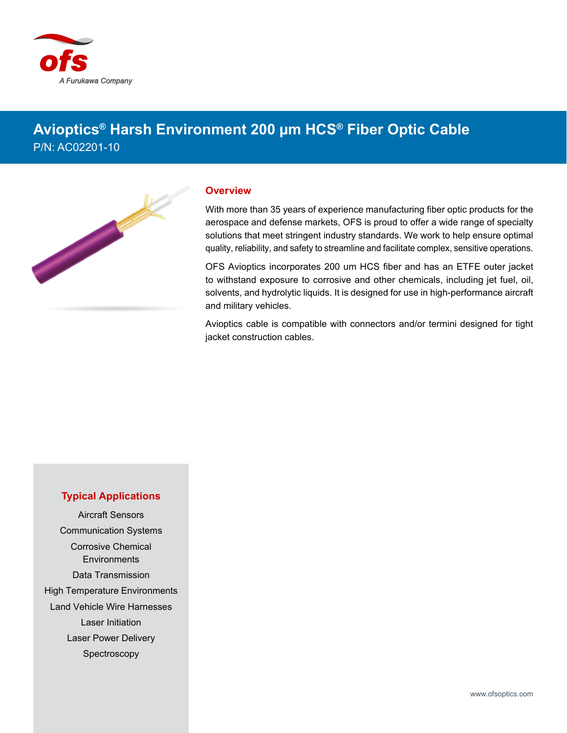# Avioptics® Harsh Environment 200 µm HCS® Fiber Optic Cable

P/N: AC02201-10

## Overview

With more than 35 years of experience manufacturing fiber optic products for the aerospace and defense markets, OFS is proud to offer a wide range of specialty solutions that meet stringent industry standards. We work to help ensure optimal quality, reliability, and safety to streamline and facilitate complex, sensitive operations.

OFS Avioptics incorporates 200 um HCS fiber and has an ETFE outer jacket to withstand exposure to corrosive and other chemicals, including jet fuel, oil, solvents, and hydrolytic liquids. It is designed for use in high-performance aircraft and military vehicles.

Avioptics cable is compatible with connectors and/or termini designed for tight jacket construction cables.

## Typical Applications

- Aircraft Sensors
- Communication Systems
- Corrosive Chemical Environments
- Data Transmission
- High Temperature Environments
- Land Vehicle Wire Harnesses
- Laser Initiation
- Laser Power Delivery
- Spectroscopy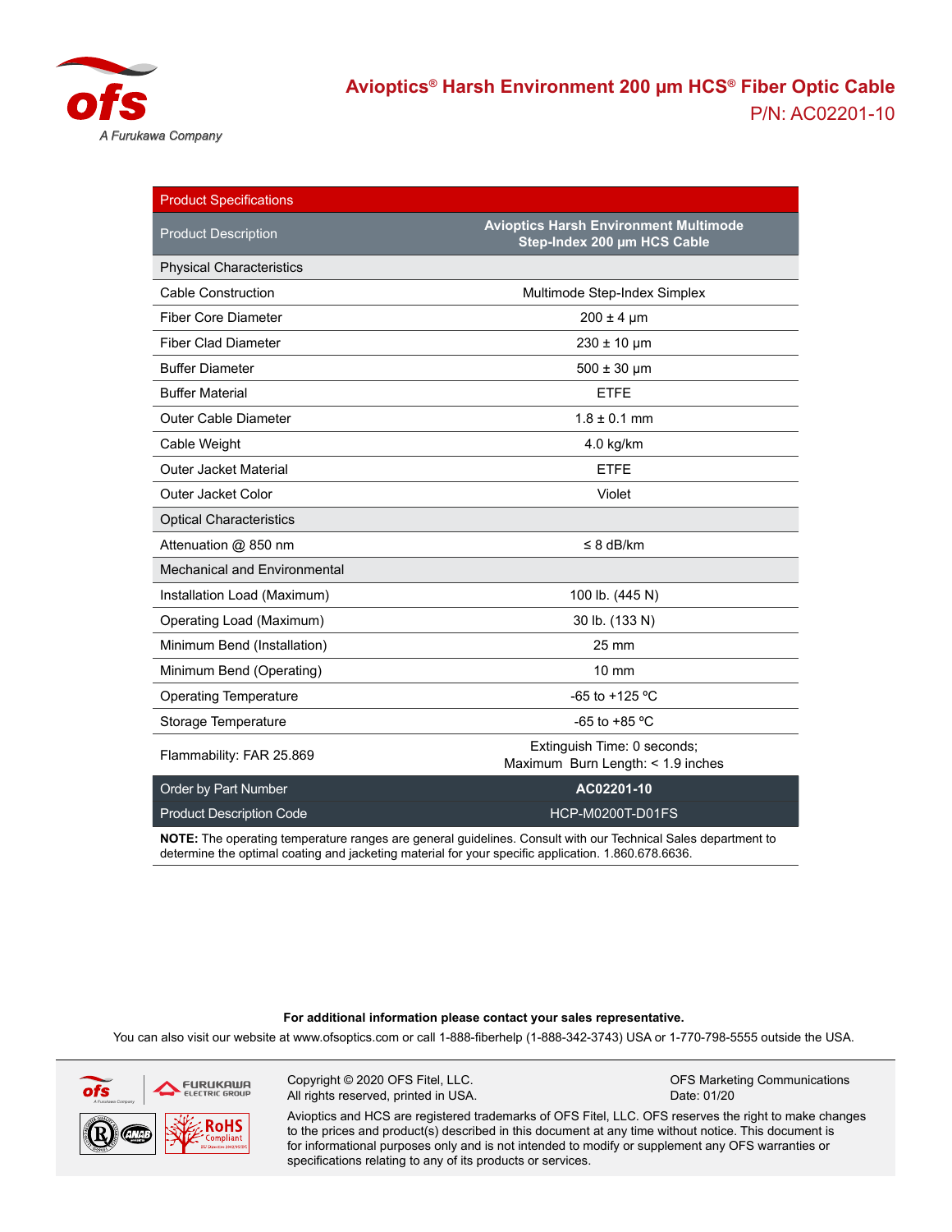# Avioptics® Harsh Environment 200 µm HCS® Fiber Optic Cable

P/N: AC02201-10

| Product Specifications | |
|---|---|
| Product Description | **Avioptics Harsh Environment Multimode Step-Index 200 µm HCS Cable** |
| Physical Characteristics | |
| Cable Construction | Multimode Step-Index Simplex |
| Fiber Core Diameter | 200 ± 4 µm |
| Fiber Clad Diameter | 230 ± 10 µm |
| Buffer Diameter | 500 ± 30 µm |
| Buffer Material | ETFE |
| Outer Cable Diameter | 1.8 ± 0.1 mm |
| Cable Weight | 4.0 kg/km |
| Outer Jacket Material | ETFE |
| Outer Jacket Color | Violet |
| Optical Characteristics | |
| Attenuation @ 850 nm | ≤ 8 dB/km |
| Mechanical and Environmental | |
| Installation Load (Maximum) | 100 lb. (445 N) |
| Operating Load (Maximum) | 30 lb. (133 N) |
| Minimum Bend (Installation) | 25 mm |
| Minimum Bend (Operating) | 10 mm |
| Operating Temperature | -65 to +125 ºC |
| Storage Temperature | -65 to +85 ºC |
| Flammability: FAR 25.869 | Extinguish Time: 0 seconds; Maximum Burn Length: < 1.9 inches |
| Order by Part Number | **AC02201-10** |
| Product Description Code | HCP-M0200T-D01FS |

**NOTE:** The operating temperature ranges are general guidelines. Consult with our Technical Sales department to determine the optimal coating and jacketing material for your specific application. 1.860.678.6636.

**For additional information please contact your sales representative.**

You can also visit our website at www.ofsoptics.com or call 1-888-fiberhelp (1-888-342-3743) USA or 1-770-798-5555 outside the USA.

Copyright © 2020 OFS Fitel, LLC.
All rights reserved, printed in USA.

OFS Marketing Communications
Date: 01/20

Avioptics and HCS are registered trademarks of OFS Fitel, LLC. OFS reserves the right to make changes to the prices and product(s) described in this document at any time without notice. This document is for informational purposes only and is not intended to modify or supplement any OFS warranties or specifications relating to any of its products or services.